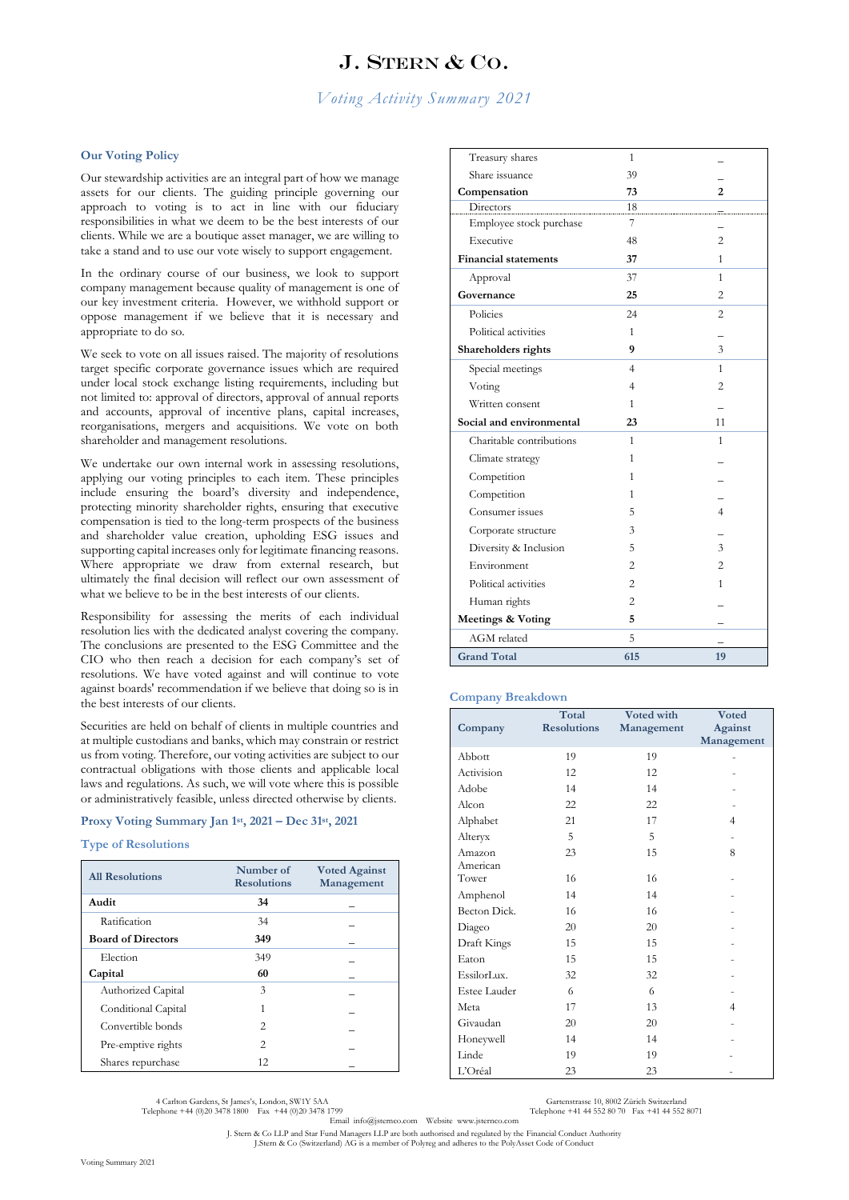# J. Stern & Co.

*Voting Activity Summary 2021*

### Our Voting Policy

Our stewardship activities are an integral part of how we manage assets for our clients. The guiding principle governing our approach to voting is to act in line with our fiduciary responsibilities in what we deem to be the best interests of our clients. While we are a boutique asset manager, we are willing to take a stand and to use our vote wisely to support engagement.

In the ordinary course of our business, we look to support company management because quality of management is one of our key investment criteria. However, we withhold support or oppose management if we believe that it is necessary and appropriate to do so.

We seek to vote on all issues raised. The majority of resolutions target specific corporate governance issues which are required under local stock exchange listing requirements, including but not limited to: approval of directors, approval of annual reports and accounts, approval of incentive plans, capital increases, reorganisations, mergers and acquisitions. We vote on both shareholder and management resolutions.

We undertake our own internal work in assessing resolutions, applying our voting principles to each item. These principles include ensuring the board's diversity and independence, protecting minority shareholder rights, ensuring that executive compensation is tied to the long-term prospects of the business and shareholder value creation, upholding ESG issues and supporting capital increases only for legitimate financing reasons. Where appropriate we draw from external research, but ultimately the final decision will reflect our own assessment of what we believe to be in the best interests of our clients.

Responsibility for assessing the merits of each individual resolution lies with the dedicated analyst covering the company. The conclusions are presented to the ESG Committee and the CIO who then reach a decision for each company's set of resolutions. We have voted against and will continue to vote against boards' recommendation if we believe that doing so is in the best interests of our clients.

Securities are held on behalf of clients in multiple countries and at multiple custodians and banks, which may constrain or restrict us from voting. Therefore, our voting activities are subject to our contractual obligations with those clients and applicable local laws and regulations. As such, we will vote where this is possible or administratively feasible, unless directed otherwise by clients.

### Proxy Voting Summary Jan 1st, 2021 – Dec 31st, 2021

### Type of Resolutions

| All Resolutions | Number of Resolutions | Voted Against Management |
|---|---|---|
| **Audit** | **34** | – |
| Ratification | 34 | – |
| **Board of Directors** | **349** | – |
| Election | 349 | – |
| **Capital** | **60** | – |
| Authorized Capital | 3 | – |
| Conditional Capital | 1 | – |
| Convertible bonds | 2 | – |
| Pre-emptive rights | 2 | – |
| Shares repurchase | 12 | – |
| Treasury shares | 1 | – |
| Share issuance | 39 | – |
| **Compensation** | **73** | **2** |
| Directors | 18 | – |
| Employee stock purchase | 7 | – |
| Executive | 48 | 2 |
| **Financial statements** | **37** | 1 |
| Approval | 37 | 1 |
| **Governance** | **25** | 2 |
| Policies | 24 | 2 |
| Political activities | 1 | – |
| **Shareholders rights** | **9** | 3 |
| Special meetings | 4 | 1 |
| Voting | 4 | 2 |
| Written consent | 1 | – |
| **Social and environmental** | **23** | 11 |
| Charitable contributions | 1 | 1 |
| Climate strategy | 1 | – |
| Competition | 1 | – |
| Competition | 1 | – |
| Consumer issues | 5 | 4 |
| Corporate structure | 3 | – |
| Diversity & Inclusion | 5 | 3 |
| Environment | 2 | 2 |
| Political activities | 2 | 1 |
| Human rights | 2 | – |
| **Meetings & Voting** | **5** | – |
| AGM related | 5 | – |
| **Grand Total** | **615** | **19** |

### Company Breakdown

| Company | Total Resolutions | Voted with Management | Voted Against Management |
|---|---|---|---|
| Abbott | 19 | 19 | - |
| Activision | 12 | 12 | - |
| Adobe | 14 | 14 | - |
| Alcon | 22 | 22 | - |
| Alphabet | 21 | 17 | 4 |
| Alteryx | 5 | 5 | - |
| Amazon | 23 | 15 | 8 |
| American Tower | 16 | 16 | - |
| Amphenol | 14 | 14 | - |
| Becton Dick. | 16 | 16 | - |
| Diageo | 20 | 20 | - |
| Draft Kings | 15 | 15 | - |
| Eaton | 15 | 15 | - |
| EssilorLux. | 32 | 32 | - |
| Estee Lauder | 6 | 6 | - |
| Meta | 17 | 13 | 4 |
| Givaudan | 20 | 20 | - |
| Honeywell | 14 | 14 | - |
| Linde | 19 | 19 | - |
| L'Oréal | 23 | 23 | - |

4 Carlton Gardens, St James's, London, SW1Y 5AA
Telephone +44 (0)20 3478 1800 Fax +44 (0)20 3478 1799

Gartenstrasse 10, 8002 Zürich Switzerland
Telephone +41 44 552 80 70 Fax +41 44 552 8071

Email info@jsternco.com Website www.jsternco.com

J. Stern & Co LLP and Star Fund Managers LLP are both authorised and regulated by the Financial Conduct Authority
J.Stern & Co (Switzerland) AG is a member of Polyreg and adheres to the PolyAsset Code of Conduct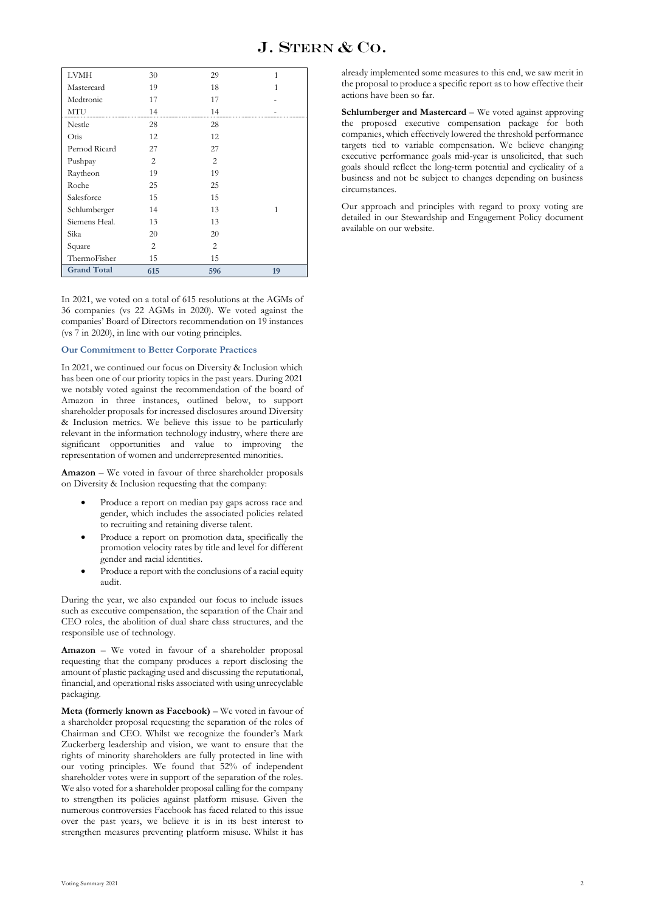| | | | |
|---|---|---|---|
| LVMH | 30 | 29 | 1 |
| Mastercard | 19 | 18 | 1 |
| Medtronic | 17 | 17 | - |
| MTU | 14 | 14 | - |
| Nestle | 28 | 28 | |
| Otis | 12 | 12 | |
| Pernod Ricard | 27 | 27 | |
| Pushpay | 2 | 2 | |
| Raytheon | 19 | 19 | |
| Roche | 25 | 25 | |
| Salesforce | 15 | 15 | |
| Schlumberger | 14 | 13 | 1 |
| Siemens Heal. | 13 | 13 | |
| Sika | 20 | 20 | |
| Square | 2 | 2 | |
| ThermoFisher | 15 | 15 | |
| **Grand Total** | **615** | **596** | **19** |

In 2021, we voted on a total of 615 resolutions at the AGMs of 36 companies (vs 22 AGMs in 2020). We voted against the companies' Board of Directors recommendation on 19 instances (vs 7 in 2020), in line with our voting principles.

### Our Commitment to Better Corporate Practices

In 2021, we continued our focus on Diversity & Inclusion which has been one of our priority topics in the past years. During 2021 we notably voted against the recommendation of the board of Amazon in three instances, outlined below, to support shareholder proposals for increased disclosures around Diversity & Inclusion metrics. We believe this issue to be particularly relevant in the information technology industry, where there are significant opportunities and value to improving the representation of women and underrepresented minorities.

**Amazon** – We voted in favour of three shareholder proposals on Diversity & Inclusion requesting that the company:

- Produce a report on median pay gaps across race and gender, which includes the associated policies related to recruiting and retaining diverse talent.
- Produce a report on promotion data, specifically the promotion velocity rates by title and level for different gender and racial identities.
- Produce a report with the conclusions of a racial equity audit.

During the year, we also expanded our focus to include issues such as executive compensation, the separation of the Chair and CEO roles, the abolition of dual share class structures, and the responsible use of technology.

**Amazon** – We voted in favour of a shareholder proposal requesting that the company produces a report disclosing the amount of plastic packaging used and discussing the reputational, financial, and operational risks associated with using unrecyclable packaging.

**Meta (formerly known as Facebook)** – We voted in favour of a shareholder proposal requesting the separation of the roles of Chairman and CEO. Whilst we recognize the founder's Mark Zuckerberg leadership and vision, we want to ensure that the rights of minority shareholders are fully protected in line with our voting principles. We found that 52% of independent shareholder votes were in support of the separation of the roles. We also voted for a shareholder proposal calling for the company to strengthen its policies against platform misuse. Given the numerous controversies Facebook has faced related to this issue over the past years, we believe it is in its best interest to strengthen measures preventing platform misuse. Whilst it has already implemented some measures to this end, we saw merit in the proposal to produce a specific report as to how effective their actions have been so far.

**Schlumberger and Mastercard** – We voted against approving the proposed executive compensation package for both companies, which effectively lowered the threshold performance targets tied to variable compensation. We believe changing executive performance goals mid-year is unsolicited, that such goals should reflect the long-term potential and cyclicality of a business and not be subject to changes depending on business circumstances.

Our approach and principles with regard to proxy voting are detailed in our Stewardship and Engagement Policy document available on our website.